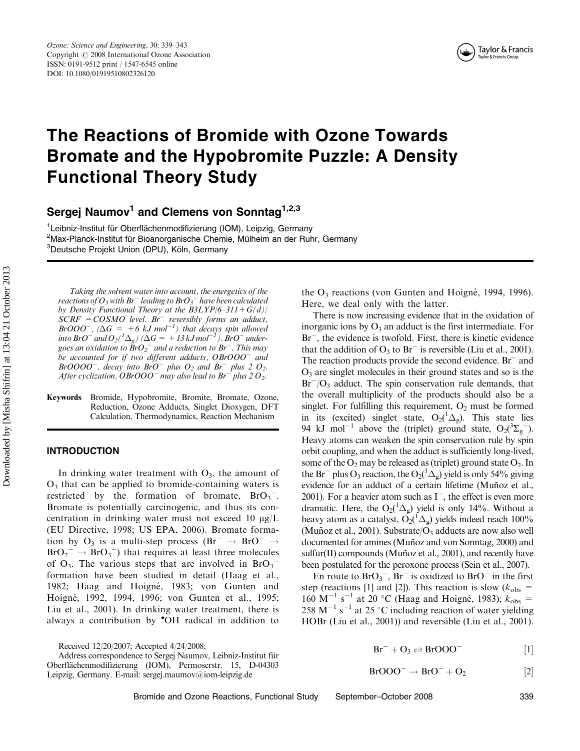# The Reactions of Bromide with Ozone Towards Bromate and the Hypobromite Puzzle: A Density Functional Theory Study

**Sergej Naumov[1] and Clemens von Sonntag[1,2,3]**

[1]Leibniz-Institut für Oberflächenmodifizierung (IOM), Leipzig, Germany
[2]Max-Planck-Institut für Bioanorganische Chemie, Mülheim an der Ruhr, Germany
[3]Deutsche Projekt Union (DPU), Köln, Germany

*Taking the solvent water into account, the energetics of the reactions of $O_3$ with $Br^-$ leading to $BrO_3^-$ have been calculated by Density Functional Theory at the B3LYP/6–311+G(d)/SCRF = COSMO level. $Br^-$ reversibly forms an adduct, $BrOOO^-$, ($\Delta G$ = +6 kJ mol$^{-1}$) that decays spin allowed into $BrO^-$ and $O_2(^1\Delta_g)$ ($\Delta G$ = +13 kJ mol$^{-1}$). $BrO^-$ undergoes an oxidation to $BrO_2^-$ and a reduction to $Br^-$. This may be accounted for if two different adducts, $OBrOOO^-$ and $BrOOOO^-$, decay into $BrO^-$ plus $O_2$ and $Br^-$ plus 2 $O_2$. After cyclization, $OBrOOO^-$ may also lead to $Br^-$ plus 2 $O_2$.*

**Keywords** Bromide, Hypobromite, Bromite, Bromate, Ozone, Reduction, Ozone Adducts, Singlet Dioxygen, DFT Calculation, Thermodynamics, Reaction Mechanism

## INTRODUCTION

In drinking water treatment with $O_3$, the amount of $O_3$ that can be applied to bromide-containing waters is restricted by the formation of bromate, $BrO_3^-$. Bromate is potentially carcinogenic, and thus its concentration in drinking water must not exceed 10 μg/L (EU Directive, 1998; US EPA, 2006). Bromate formation by $O_3$ is a multi-step process ($Br^- \rightarrow BrO^- \rightarrow BrO_2^- \rightarrow BrO_3^-$) that requires at least three molecules of $O_3$. The various steps that are involved in $BrO_3^-$ formation have been studied in detail (Haag et al., 1982; Haag and Hoigné, 1983; von Gunten and Hoigné, 1992, 1994, 1996; von Gunten et al., 1995; Liu et al., 2001). In drinking water treatment, there is always a contribution by $^{\bullet}OH$ radical in addition to the $O_3$ reactions (von Gunten and Hoigné, 1994, 1996). Here, we deal only with the latter.

There is now increasing evidence that in the oxidation of inorganic ions by $O_3$ an adduct is the first intermediate. For $Br^-$, the evidence is twofold. First, there is kinetic evidence that the addition of $O_3$ to $Br^-$ is reversible (Liu et al., 2001). The reaction products provide the second evidence. $Br^-$ and $O_3$ are singlet molecules in their ground states and so is the $Br^-/O_3$ adduct. The spin conservation rule demands, that the overall multiplicity of the products should also be a singlet. For fulfilling this requirement, $O_2$ must be formed in its (excited) singlet state, $O_2(^1\Delta_g)$. This state lies 94 kJ mol$^{-1}$ above the (triplet) ground state, $O_2(^3\Sigma_g^-)$. Heavy atoms can weaken the spin conservation rule by spin orbit coupling, and when the adduct is sufficiently long-lived, some of the $O_2$ may be released as (triplet) ground state $O_2$. In the $Br^-$ plus $O_3$ reaction, the $O_2(^1\Delta_g)$ yield is only 54% giving evidence for an adduct of a certain lifetime (Muñoz et al., 2001). For a heavier atom such as $I^-$, the effect is even more dramatic. Here, the $O_2(^1\Delta_g)$ yield is only 14%. Without a heavy atom as a catalyst, $O_2(^1\Delta_g)$ yields indeed reach 100% (Muñoz et al., 2001). Substrate/$O_3$ adducts are now also well documented for amines (Muñoz and von Sonntag, 2000) and sulfur(II) compounds (Muñoz et al., 2001), and recently have been postulated for the peroxone process (Sein et al., 2007).

En route to $BrO_3^-$, $Br^-$ is oxidized to $BrO^-$ in the first step (reactions [1] and [2]). This reaction is slow ($k_{obs}$ = 160 M$^{-1}$ s$^{-1}$ at 20 °C (Haag and Hoigné, 1983); $k_{obs}$ = 258 M$^{-1}$ s$^{-1}$ at 25 °C including reaction of water yielding HOBr (Liu et al., 2001)) and reversible (Liu et al., 2001).

$$Br^- + O_3 \rightleftarrows BrOOO^- \quad [1]$$

$$BrOOO^- \rightarrow BrO^- + O_2 \quad [2]$$

Received 12/20/2007; Accepted 4/24/2008;
Address correspondence to Sergej Naumov, Leibniz-Institut für Oberflächenmodifizierung (IOM), Permoserstr. 15, D-04303 Leipzig, Germany. E-mail: sergej.maumov@iom-leipzig.de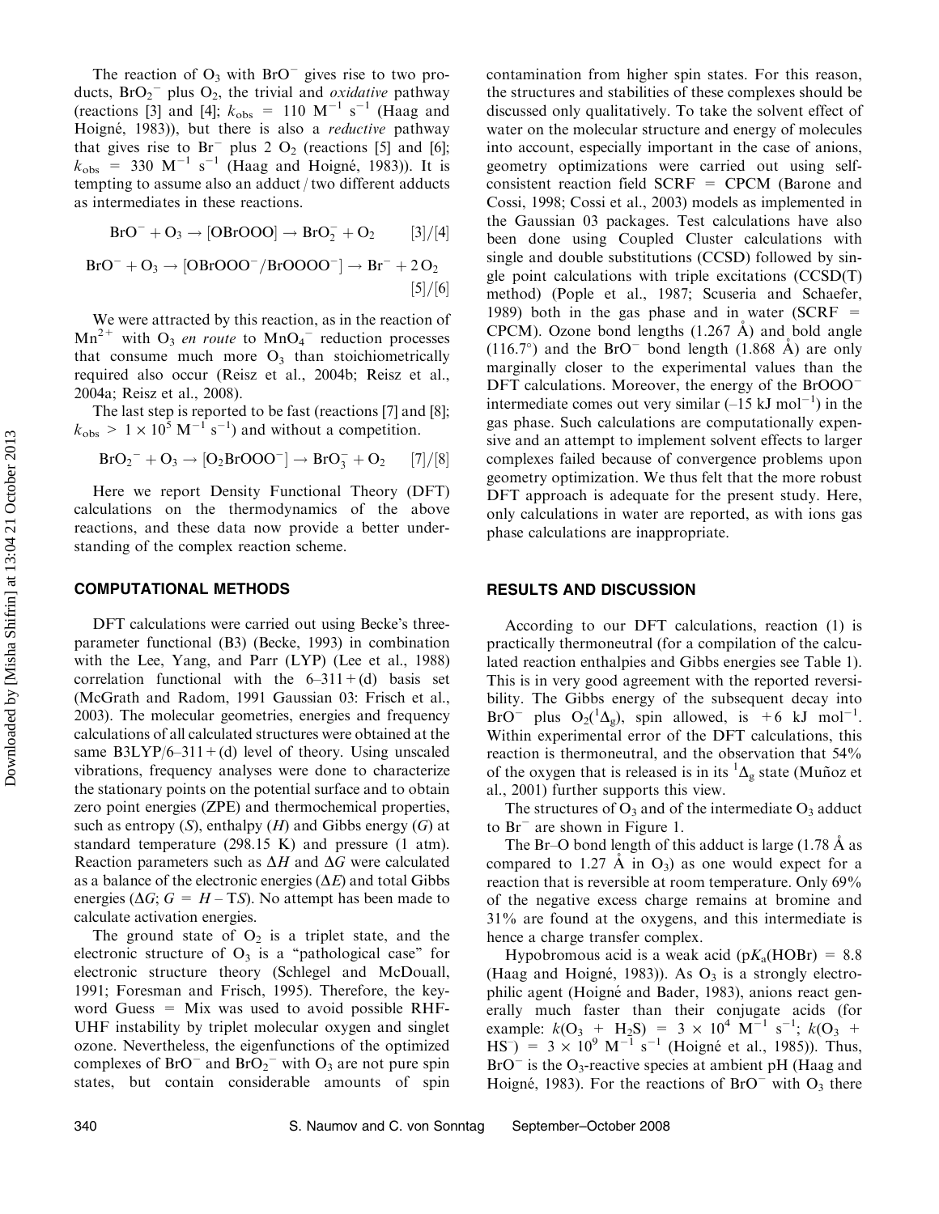The reaction of $O_3$ with $BrO^-$ gives rise to two products, $BrO_2^-$ plus $O_2$, the trivial and *oxidative* pathway (reactions [3] and [4]; $k_{obs} = 110\ M^{-1}\ s^{-1}$ (Haag and Hoigné, 1983)), but there is also a *reductive* pathway that gives rise to $Br^-$ plus 2 $O_2$ (reactions [5] and [6]; $k_{obs} = 330\ M^{-1}\ s^{-1}$ (Haag and Hoigné, 1983)). It is tempting to assume also an adduct / two different adducts as intermediates in these reactions.

$$BrO^- + O_3 \rightarrow [OBrOOO] \rightarrow BrO_2^- + O_2 \qquad [3]/[4]$$

$$BrO^- + O_3 \rightarrow [OBrOOO^-/BrOOOO^-] \rightarrow Br^- + 2\,O_2 \qquad [5]/[6]$$

We were attracted by this reaction, as in the reaction of $Mn^{2+}$ with $O_3$ *en route* to $MnO_4^-$ reduction processes that consume much more $O_3$ than stoichiometrically required also occur (Reisz et al., 2004b; Reisz et al., 2004a; Reisz et al., 2008).

The last step is reported to be fast (reactions [7] and [8]; $k_{obs} > 1 \times 10^5\ M^{-1}\ s^{-1}$) and without a competition.

$$BrO_2^- + O_3 \rightarrow [O_2BrOOO^-] \rightarrow BrO_3^- + O_2 \qquad [7]/[8]$$

Here we report Density Functional Theory (DFT) calculations on the thermodynamics of the above reactions, and these data now provide a better understanding of the complex reaction scheme.

## COMPUTATIONAL METHODS

DFT calculations were carried out using Becke's three-parameter functional (B3) (Becke, 1993) in combination with the Lee, Yang, and Parr (LYP) (Lee et al., 1988) correlation functional with the 6–311+(d) basis set (McGrath and Radom, 1991 Gaussian 03: Frisch et al., 2003). The molecular geometries, energies and frequency calculations of all calculated structures were obtained at the same B3LYP/6–311+(d) level of theory. Using unscaled vibrations, frequency analyses were done to characterize the stationary points on the potential surface and to obtain zero point energies (ZPE) and thermochemical properties, such as entropy ($S$), enthalpy ($H$) and Gibbs energy ($G$) at standard temperature (298.15 K) and pressure (1 atm). Reaction parameters such as $\Delta H$ and $\Delta G$ were calculated as a balance of the electronic energies ($\Delta E$) and total Gibbs energies ($\Delta G$; $G = H - TS$). No attempt has been made to calculate activation energies.

The ground state of $O_2$ is a triplet state, and the electronic structure of $O_3$ is a "pathological case" for electronic structure theory (Schlegel and McDouall, 1991; Foresman and Frisch, 1995). Therefore, the keyword Guess = Mix was used to avoid possible RHF-UHF instability by triplet molecular oxygen and singlet ozone. Nevertheless, the eigenfunctions of the optimized complexes of $BrO^-$ and $BrO_2^-$ with $O_3$ are not pure spin states, but contain considerable amounts of spin contamination from higher spin states. For this reason, the structures and stabilities of these complexes should be discussed only qualitatively. To take the solvent effect of water on the molecular structure and energy of molecules into account, especially important in the case of anions, geometry optimizations were carried out using self-consistent reaction field SCRF = CPCM (Barone and Cossi, 1998; Cossi et al., 2003) models as implemented in the Gaussian 03 packages. Test calculations have also been done using Coupled Cluster calculations with single and double substitutions (CCSD) followed by single point calculations with triple excitations (CCSD(T) method) (Pople et al., 1987; Scuseria and Schaefer, 1989) both in the gas phase and in water (SCRF = CPCM). Ozone bond lengths (1.267 Å) and bold angle (116.7°) and the $BrO^-$ bond length (1.868 Å) are only marginally closer to the experimental values than the DFT calculations. Moreover, the energy of the $BrOOO^-$ intermediate comes out very similar (–15 kJ $mol^{-1}$) in the gas phase. Such calculations are computationally expensive and an attempt to implement solvent effects to larger complexes failed because of convergence problems upon geometry optimization. We thus felt that the more robust DFT approach is adequate for the present study. Here, only calculations in water are reported, as with ions gas phase calculations are inappropriate.

## RESULTS AND DISCUSSION

According to our DFT calculations, reaction (1) is practically thermoneutral (for a compilation of the calculated reaction enthalpies and Gibbs energies see Table 1). This is in very good agreement with the reported reversibility. The Gibbs energy of the subsequent decay into $BrO^-$ plus $O_2(^1\Delta_g)$, spin allowed, is +6 kJ $mol^{-1}$. Within experimental error of the DFT calculations, this reaction is thermoneutral, and the observation that 54% of the oxygen that is released is in its $^1\Delta_g$ state (Muñoz et al., 2001) further supports this view.

The structures of $O_3$ and of the intermediate $O_3$ adduct to $Br^-$ are shown in Figure 1.

The Br–O bond length of this adduct is large (1.78 Å as compared to 1.27 Å in $O_3$) as one would expect for a reaction that is reversible at room temperature. Only 69% of the negative excess charge remains at bromine and 31% are found at the oxygens, and this intermediate is hence a charge transfer complex.

Hypobromous acid is a weak acid ($pK_a$(HOBr) = 8.8 (Haag and Hoigné, 1983)). As $O_3$ is a strongly electrophilic agent (Hoigné and Bader, 1983), anions react generally much faster than their conjugate acids (for example: $k(O_3 + H_2S) = 3 \times 10^4\ M^{-1}\ s^{-1}$; $k(O_3 + HS^-) = 3 \times 10^9\ M^{-1}\ s^{-1}$ (Hoigné et al., 1985)). Thus, $BrO^-$ is the $O_3$-reactive species at ambient pH (Haag and Hoigné, 1983). For the reactions of $BrO^-$ with $O_3$ there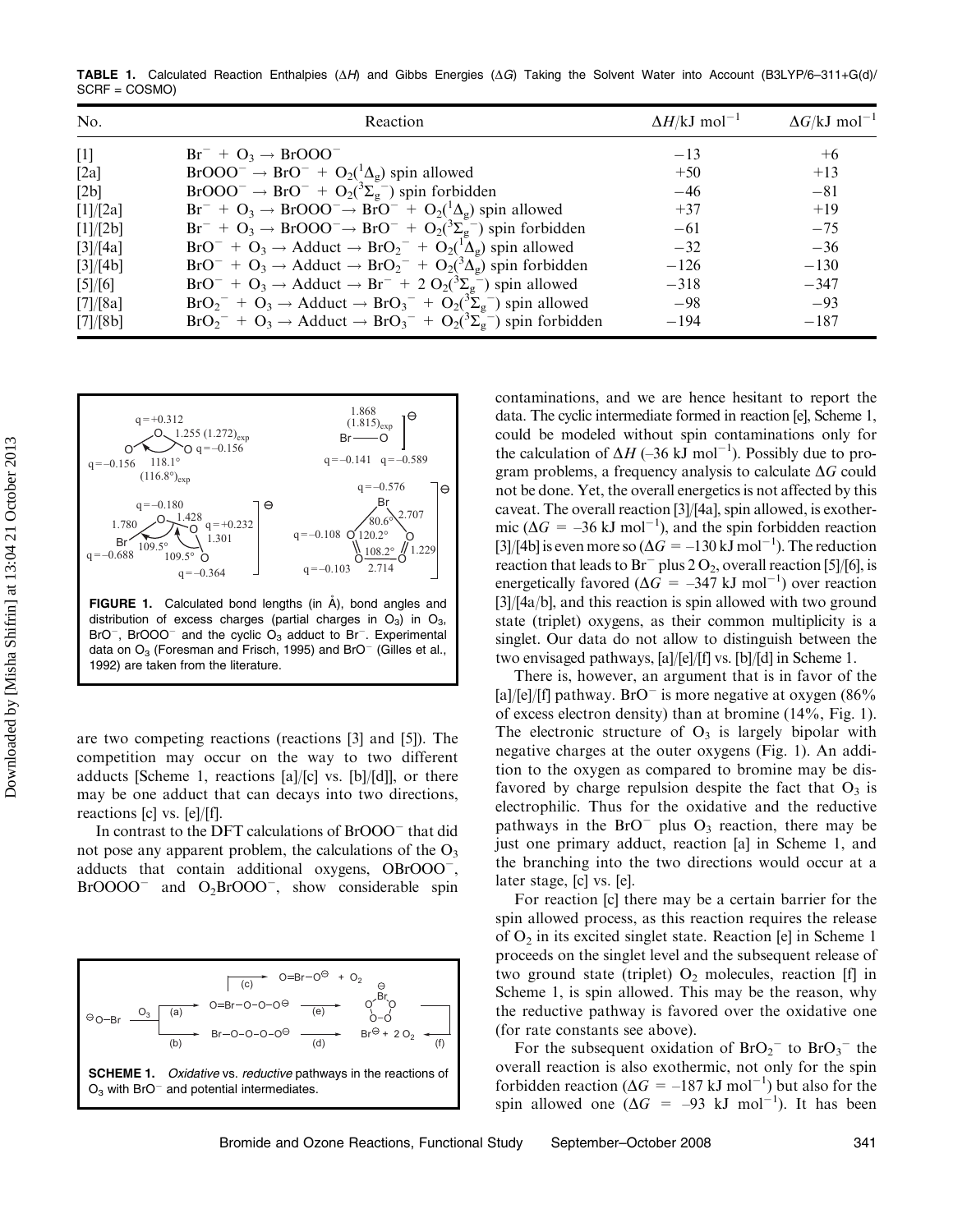**TABLE 1.** Calculated Reaction Enthalpies ($\Delta H$) and Gibbs Energies ($\Delta G$) Taking the Solvent Water into Account (B3LYP/6–311+G(d)/SCRF = COSMO)

| No. | Reaction | $\Delta H$/kJ mol$^{-1}$ | $\Delta G$/kJ mol$^{-1}$ |
|---|---|---|---|
| [1] | $Br^- + O_3 \rightarrow BrOOO^-$ | −13 | +6 |
| [2a] | $BrOOO^- \rightarrow BrO^- + O_2(^1\Delta_g)$ spin allowed | +50 | +13 |
| [2b] | $BrOOO^- \rightarrow BrO^- + O_2(^3\Sigma_g^-)$ spin forbidden | −46 | −81 |
| [1]/[2a] | $Br^- + O_3 \rightarrow BrOOO^- \rightarrow BrO^- + O_2(^1\Delta_g)$ spin allowed | +37 | +19 |
| [1]/[2b] | $Br^- + O_3 \rightarrow BrOOO^- \rightarrow BrO^- + O_2(^3\Sigma_g^-)$ spin forbidden | −61 | −75 |
| [3]/[4a] | $BrO^- + O_3 \rightarrow$ Adduct $\rightarrow BrO_2^- + O_2(^1\Delta_g)$ spin allowed | −32 | −36 |
| [3]/[4b] | $BrO^- + O_3 \rightarrow$ Adduct $\rightarrow BrO_2^- + O_2(^3\Delta_g)$ spin forbidden | −126 | −130 |
| [5]/[6] | $BrO^- + O_3 \rightarrow$ Adduct $\rightarrow Br^- + 2\ O_2(^3\Sigma_g^-)$ spin allowed | −318 | −347 |
| [7]/[8a] | $BrO_2^- + O_3 \rightarrow$ Adduct $\rightarrow BrO_3^- + O_2(^3\Sigma_g^-)$ spin allowed | −98 | −93 |
| [7]/[8b] | $BrO_2^- + O_3 \rightarrow$ Adduct $\rightarrow BrO_3^- + O_2(^3\Sigma_g^-)$ spin forbidden | −194 | −187 |

**FIGURE 1.** Calculated bond lengths (in Å), bond angles and distribution of excess charges (partial charges in $O_3$) in $O_3$, $BrO^-$, $BrOOO^-$ and the cyclic $O_3$ adduct to $Br^-$. Experimental data on $O_3$ (Foresman and Frisch, 1995) and $BrO^-$ (Gilles et al., 1992) are taken from the literature.

are two competing reactions (reactions [3] and [5]). The competition may occur on the way to two different adducts [Scheme 1, reactions [a]/[c] vs. [b]/[d]], or there may be one adduct that can decays into two directions, reactions [c] vs. [e]/[f].

In contrast to the DFT calculations of $BrOOO^-$ that did not pose any apparent problem, the calculations of the $O_3$ adducts that contain additional oxygens, $OBrOOO^-$, $BrOOOO^-$ and $O_2BrOOO^-$, show considerable spin

**SCHEME 1.** *Oxidative* vs. *reductive* pathways in the reactions of $O_3$ with $BrO^-$ and potential intermediates.

contaminations, and we are hence hesitant to report the data. The cyclic intermediate formed in reaction [e], Scheme 1, could be modeled without spin contaminations only for the calculation of $\Delta H$ (–36 kJ mol$^{-1}$). Possibly due to program problems, a frequency analysis to calculate $\Delta G$ could not be done. Yet, the overall energetics is not affected by this caveat. The overall reaction [3]/[4a], spin allowed, is exothermic ($\Delta G$ = –36 kJ mol$^{-1}$), and the spin forbidden reaction [3]/[4b] is even more so ($\Delta G$ = –130 kJ mol$^{-1}$). The reduction reaction that leads to $Br^-$ plus 2 $O_2$, overall reaction [5]/[6], is energetically favored ($\Delta G$ = –347 kJ mol$^{-1}$) over reaction [3]/[4a/b], and this reaction is spin allowed with two ground state (triplet) oxygens, as their common multiplicity is a singlet. Our data do not allow to distinguish between the two envisaged pathways, [a]/[e]/[f] vs. [b]/[d] in Scheme 1.

There is, however, an argument that is in favor of the [a]/[e]/[f] pathway. $BrO^-$ is more negative at oxygen (86% of excess electron density) than at bromine (14%, Fig. 1). The electronic structure of $O_3$ is largely bipolar with negative charges at the outer oxygens (Fig. 1). An addition to the oxygen as compared to bromine may be disfavored by charge repulsion despite the fact that $O_3$ is electrophilic. Thus for the oxidative and the reductive pathways in the $BrO^-$ plus $O_3$ reaction, there may be just one primary adduct, reaction [a] in Scheme 1, and the branching into the two directions would occur at a later stage, [c] vs. [e].

For reaction [c] there may be a certain barrier for the spin allowed process, as this reaction requires the release of $O_2$ in its excited singlet state. Reaction [e] in Scheme 1 proceeds on the singlet level and the subsequent release of two ground state (triplet) $O_2$ molecules, reaction [f] in Scheme 1, is spin allowed. This may be the reason, why the reductive pathway is favored over the oxidative one (for rate constants see above).

For the subsequent oxidation of $BrO_2^-$ to $BrO_3^-$ the overall reaction is also exothermic, not only for the spin forbidden reaction ($\Delta G$ = –187 kJ mol$^{-1}$) but also for the spin allowed one ($\Delta G$ = –93 kJ mol$^{-1}$). It has been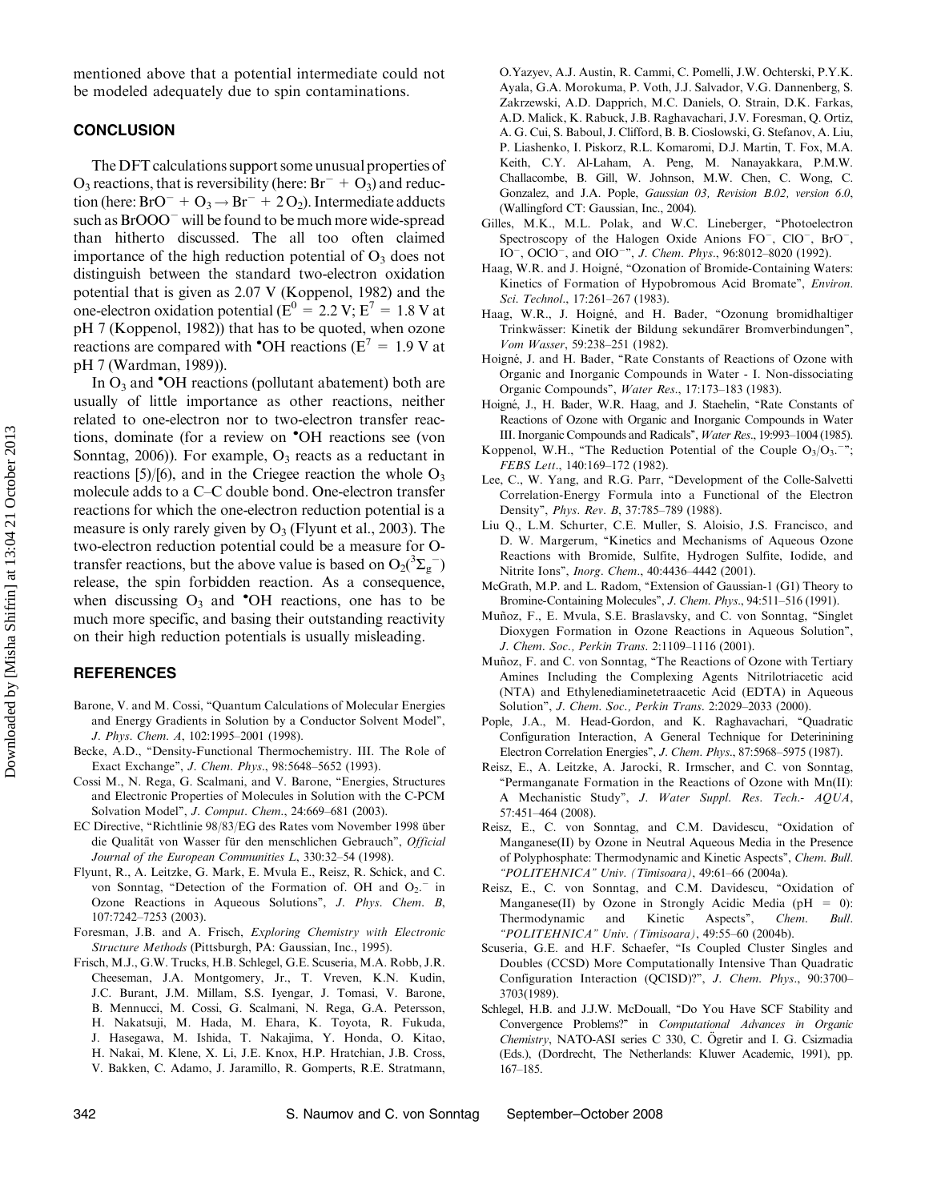mentioned above that a potential intermediate could not be modeled adequately due to spin contaminations.

## CONCLUSION

The DFT calculations support some unusual properties of $O_3$ reactions, that is reversibility (here: $Br^- + O_3$) and reduction (here: $BrO^- + O_3 \rightarrow Br^- + 2\,O_2$). Intermediate adducts such as $BrOOO^-$ will be found to be much more wide-spread than hitherto discussed. The all too often claimed importance of the high reduction potential of $O_3$ does not distinguish between the standard two-electron oxidation potential that is given as 2.07 V (Koppenol, 1982) and the one-electron oxidation potential ($E^0$ = 2.2 V; $E^7$ = 1.8 V at pH 7 (Koppenol, 1982)) that has to be quoted, when ozone reactions are compared with •OH reactions ($E^7$ = 1.9 V at pH 7 (Wardman, 1989)).

In $O_3$ and •OH reactions (pollutant abatement) both are usually of little importance as other reactions, neither related to one-electron nor to two-electron transfer reactions, dominate (for a review on •OH reactions see (von Sonntag, 2006)). For example, $O_3$ reacts as a reductant in reactions [5]/[6], and in the Criegee reaction the whole $O_3$ molecule adds to a C–C double bond. One-electron transfer reactions for which the one-electron reduction potential is a measure is only rarely given by $O_3$ (Flyunt et al., 2003). The two-electron reduction potential could be a measure for O-transfer reactions, but the above value is based on $O_2(^3\Sigma_g^-)$ release, the spin forbidden reaction. As a consequence, when discussing $O_3$ and •OH reactions, one has to be much more specific, and basing their outstanding reactivity on their high reduction potentials is usually misleading.

## REFERENCES

Barone, V. and M. Cossi, "Quantum Calculations of Molecular Energies and Energy Gradients in Solution by a Conductor Solvent Model", *J. Phys. Chem. A*, 102:1995–2001 (1998).

Becke, A.D., "Density-Functional Thermochemistry. III. The Role of Exact Exchange", *J. Chem. Phys.*, 98:5648–5652 (1993).

Cossi M., N. Rega, G. Scalmani, and V. Barone, "Energies, Structures and Electronic Properties of Molecules in Solution with the C-PCM Solvation Model", *J. Comput. Chem.*, 24:669–681 (2003).

EC Directive, "Richtlinie 98/83/EG des Rates vom November 1998 über die Qualität von Wasser für den menschlichen Gebrauch", *Official Journal of the European Communities L*, 330:32–54 (1998).

Flyunt, R., A. Leitzke, G. Mark, E. Mvula E., Reisz, R. Schick, and C. von Sonntag, "Detection of the Formation of. OH and $O_2$.$^-$ in Ozone Reactions in Aqueous Solutions", *J. Phys. Chem. B*, 107:7242–7253 (2003).

Foresman, J.B. and A. Frisch, *Exploring Chemistry with Electronic Structure Methods* (Pittsburgh, PA: Gaussian, Inc., 1995).

Frisch, M.J., G.W. Trucks, H.B. Schlegel, G.E. Scuseria, M.A. Robb, J.R. Cheeseman, J.A. Montgomery, Jr., T. Vreven, K.N. Kudin, J.C. Burant, J.M. Millam, S.S. Iyengar, J. Tomasi, V. Barone, B. Mennucci, M. Cossi, G. Scalmani, N. Rega, G.A. Petersson, H. Nakatsuji, M. Hada, M. Ehara, K. Toyota, R. Fukuda, J. Hasegawa, M. Ishida, T. Nakajima, Y. Honda, O. Kitao, H. Nakai, M. Klene, X. Li, J.E. Knox, H.P. Hratchian, J.B. Cross, V. Bakken, C. Adamo, J. Jaramillo, R. Gomperts, R.E. Stratmann, O.Yazyev, A.J. Austin, R. Cammi, C. Pomelli, J.W. Ochterski, P.Y.K. Ayala, G.A. Morokuma, P. Voth, J.J. Salvador, V.G. Dannenberg, S. Zakrzewski, A.D. Dapprich, M.C. Daniels, O. Strain, D.K. Farkas, A.D. Malick, K. Rabuck, J.B. Raghavachari, J.V. Foresman, Q. Ortiz, A. G. Cui, S. Baboul, J. Clifford, B. B. Cioslowski, G. Stefanov, A. Liu, P. Liashenko, I. Piskorz, R.L. Komaromi, D.J. Martin, T. Fox, M.A. Keith, C.Y. Al-Laham, A. Peng, M. Nanayakkara, P.M.W. Challacombe, B. Gill, W. Johnson, M.W. Chen, C. Wong, C. Gonzalez, and J.A. Pople, *Gaussian 03, Revision B.02, version 6.0*, (Wallingford CT: Gaussian, Inc., 2004).

Gilles, M.K., M.L. Polak, and W.C. Lineberger, "Photoelectron Spectroscopy of the Halogen Oxide Anions $FO^-$, $ClO^-$, $BrO^-$, $IO^-$, $OClO^-$, and $OIO^-$", *J. Chem. Phys.*, 96:8012–8020 (1992).

Haag, W.R. and J. Hoigné, "Ozonation of Bromide-Containing Waters: Kinetics of Formation of Hypobromous Acid Bromate", *Environ. Sci. Technol.*, 17:261–267 (1983).

Haag, W.R., J. Hoigné, and H. Bader, "Ozonung bromidhaltiger Trinkwässer: Kinetik der Bildung sekundärer Bromverbindungen", *Vom Wasser*, 59:238–251 (1982).

Hoigné, J. and H. Bader, "Rate Constants of Reactions of Ozone with Organic and Inorganic Compounds in Water - I. Non-dissociating Organic Compounds", *Water Res.*, 17:173–183 (1983).

Hoigné, J., H. Bader, W.R. Haag, and J. Staehelin, "Rate Constants of Reactions of Ozone with Organic and Inorganic Compounds in Water III. Inorganic Compounds and Radicals", *Water Res.*, 19:993–1004 (1985).

Koppenol, W.H., "The Reduction Potential of the Couple $O_3/O_3$.$^-$"; *FEBS Lett.*, 140:169–172 (1982).

Lee, C., W. Yang, and R.G. Parr, "Development of the Colle-Salvetti Correlation-Energy Formula into a Functional of the Electron Density", *Phys. Rev. B*, 37:785–789 (1988).

Liu Q., L.M. Schurter, C.E. Muller, S. Aloisio, J.S. Francisco, and D. W. Margerum, "Kinetics and Mechanisms of Aqueous Ozone Reactions with Bromide, Sulfite, Hydrogen Sulfite, Iodide, and Nitrite Ions", *Inorg. Chem.*, 40:4436–4442 (2001).

McGrath, M.P. and L. Radom, "Extension of Gaussian-1 (G1) Theory to Bromine-Containing Molecules", *J. Chem. Phys.*, 94:511–516 (1991).

Muñoz, F., E. Mvula, S.E. Braslavsky, and C. von Sonntag, "Singlet Dioxygen Formation in Ozone Reactions in Aqueous Solution", *J. Chem. Soc., Perkin Trans.* 2:1109–1116 (2001).

Muñoz, F. and C. von Sonntag, "The Reactions of Ozone with Tertiary Amines Including the Complexing Agents Nitrilotriacetic acid (NTA) and Ethylenediaminetetraacetic Acid (EDTA) in Aqueous Solution", *J. Chem. Soc., Perkin Trans.* 2:2029–2033 (2000).

Pople, J.A., M. Head-Gordon, and K. Raghavachari, "Quadratic Configuration Interaction, A General Technique for Deterinining Electron Correlation Energies", *J. Chem. Phys.*, 87:5968–5975 (1987).

Reisz, E., A. Leitzke, A. Jarocki, R. Irmscher, and C. von Sonntag, "Permanganate Formation in the Reactions of Ozone with Mn(II): A Mechanistic Study", *J. Water Suppl. Res. Tech.- AQUA*, 57:451–464 (2008).

Reisz, E., C. von Sonntag, and C.M. Davidescu, "Oxidation of Manganese(II) by Ozone in Neutral Aqueous Media in the Presence of Polyphosphate: Thermodynamic and Kinetic Aspects", *Chem. Bull. "POLITEHNICA" Univ. (Timisoara)*, 49:61–66 (2004a).

Reisz, E., C. von Sonntag, and C.M. Davidescu, "Oxidation of Manganese(II) by Ozone in Strongly Acidic Media (pH = 0): Thermodynamic and Kinetic Aspects", *Chem. Bull. "POLITEHNICA" Univ. (Timisoara)*, 49:55–60 (2004b).

Scuseria, G.E. and H.F. Schaefer, "Is Coupled Cluster Singles and Doubles (CCSD) More Computationally Intensive Than Quadratic Configuration Interaction (QCISD)?", *J. Chem. Phys.*, 90:3700–3703(1989).

Schlegel, H.B. and J.J.W. McDouall, "Do You Have SCF Stability and Convergence Problems?" in *Computational Advances in Organic Chemistry*, NATO-ASI series C 330, C. Ögretir and I. G. Csizmadia (Eds.), (Dordrecht, The Netherlands: Kluwer Academic, 1991), pp. 167–185.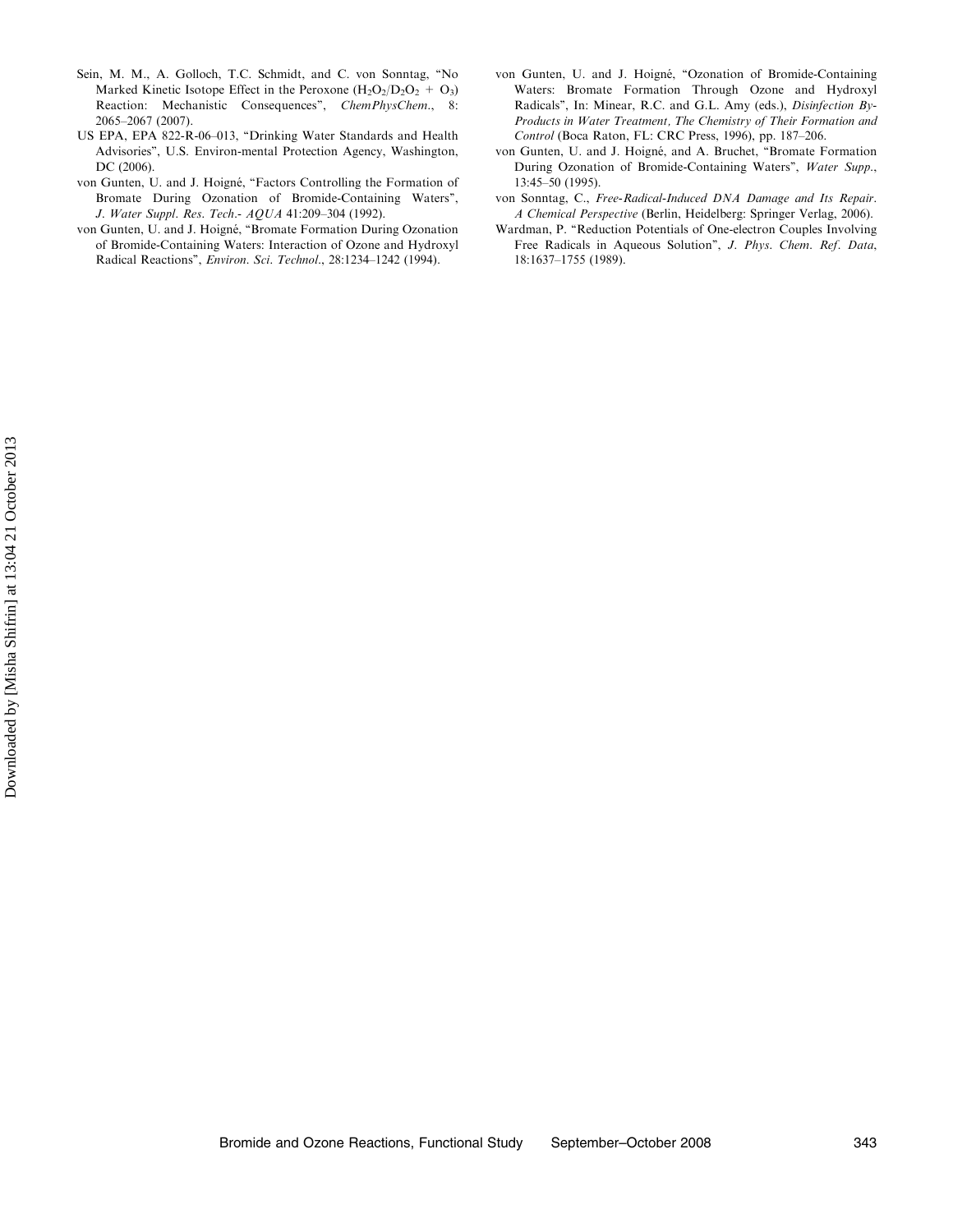Sein, M. M., A. Golloch, T.C. Schmidt, and C. von Sonntag, "No Marked Kinetic Isotope Effect in the Peroxone ($H_2O_2/D_2O_2 + O_3$) Reaction: Mechanistic Consequences", *ChemPhysChem*., 8: 2065–2067 (2007).

US EPA, EPA 822-R-06–013, "Drinking Water Standards and Health Advisories", U.S. Environ-mental Protection Agency, Washington, DC (2006).

von Gunten, U. and J. Hoigné, "Factors Controlling the Formation of Bromate During Ozonation of Bromide-Containing Waters", *J. Water Suppl. Res. Tech.- AQUA* 41:209–304 (1992).

von Gunten, U. and J. Hoigné, "Bromate Formation During Ozonation of Bromide-Containing Waters: Interaction of Ozone and Hydroxyl Radical Reactions", *Environ. Sci. Technol*., 28:1234–1242 (1994).

von Gunten, U. and J. Hoigné, "Ozonation of Bromide-Containing Waters: Bromate Formation Through Ozone and Hydroxyl Radicals", In: Minear, R.C. and G.L. Amy (eds.), *Disinfection By-Products in Water Treatment, The Chemistry of Their Formation and Control* (Boca Raton, FL: CRC Press, 1996), pp. 187–206.

von Gunten, U. and J. Hoigné, and A. Bruchet, "Bromate Formation During Ozonation of Bromide-Containing Waters", *Water Supp*., 13:45–50 (1995).

von Sonntag, C., *Free-Radical-Induced DNA Damage and Its Repair. A Chemical Perspective* (Berlin, Heidelberg: Springer Verlag, 2006).

Wardman, P. "Reduction Potentials of One-electron Couples Involving Free Radicals in Aqueous Solution", *J. Phys. Chem. Ref. Data*, 18:1637–1755 (1989).